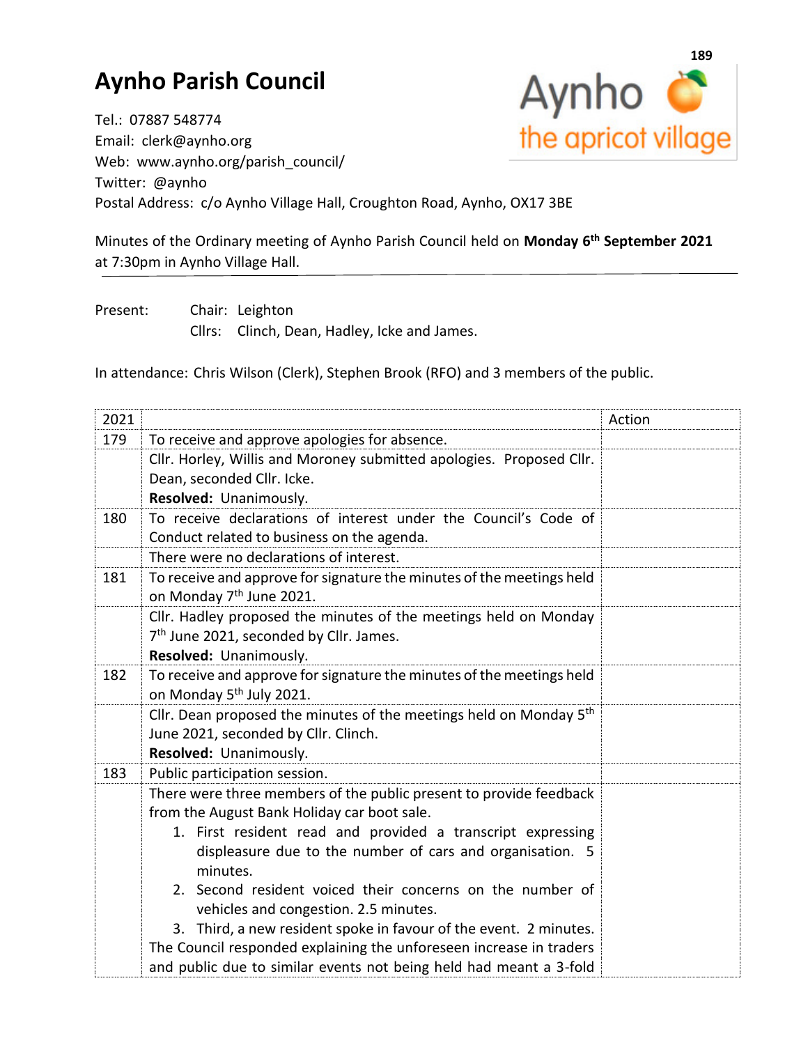# Aynho Parish Council

Tel.: 07887 548774
Email: clerk@aynho.org
Web: www.aynho.org/parish_council/
Twitter: @aynho
Postal Address: c/o Aynho Village Hall, Croughton Road, Aynho, OX17 3BE

Aynho the apricot village

Minutes of the Ordinary meeting of Aynho Parish Council held on **Monday 6th September 2021** at 7:30pm in Aynho Village Hall.

Present: Chair: Leighton
Cllrs: Clinch, Dean, Hadley, Icke and James.

In attendance: Chris Wilson (Clerk), Stephen Brook (RFO) and 3 members of the public.

| 2021 | | Action |
|---|---|---|
| 179 | To receive and approve apologies for absence. | |
| | Cllr. Horley, Willis and Moroney submitted apologies. Proposed Cllr. Dean, seconded Cllr. Icke.<br>**Resolved:** Unanimously. | |
| 180 | To receive declarations of interest under the Council's Code of Conduct related to business on the agenda. | |
| | There were no declarations of interest. | |
| 181 | To receive and approve for signature the minutes of the meetings held on Monday 7th June 2021. | |
| | Cllr. Hadley proposed the minutes of the meetings held on Monday 7th June 2021, seconded by Cllr. James.<br>**Resolved:** Unanimously. | |
| 182 | To receive and approve for signature the minutes of the meetings held on Monday 5th July 2021. | |
| | Cllr. Dean proposed the minutes of the meetings held on Monday 5th June 2021, seconded by Cllr. Clinch.<br>**Resolved:** Unanimously. | |
| 183 | Public participation session. | |
| | There were three members of the public present to provide feedback from the August Bank Holiday car boot sale.<br>1. First resident read and provided a transcript expressing displeasure due to the number of cars and organisation. 5 minutes.<br>2. Second resident voiced their concerns on the number of vehicles and congestion. 2.5 minutes.<br>3. Third, a new resident spoke in favour of the event. 2 minutes.<br>The Council responded explaining the unforeseen increase in traders and public due to similar events not being held had meant a 3-fold | |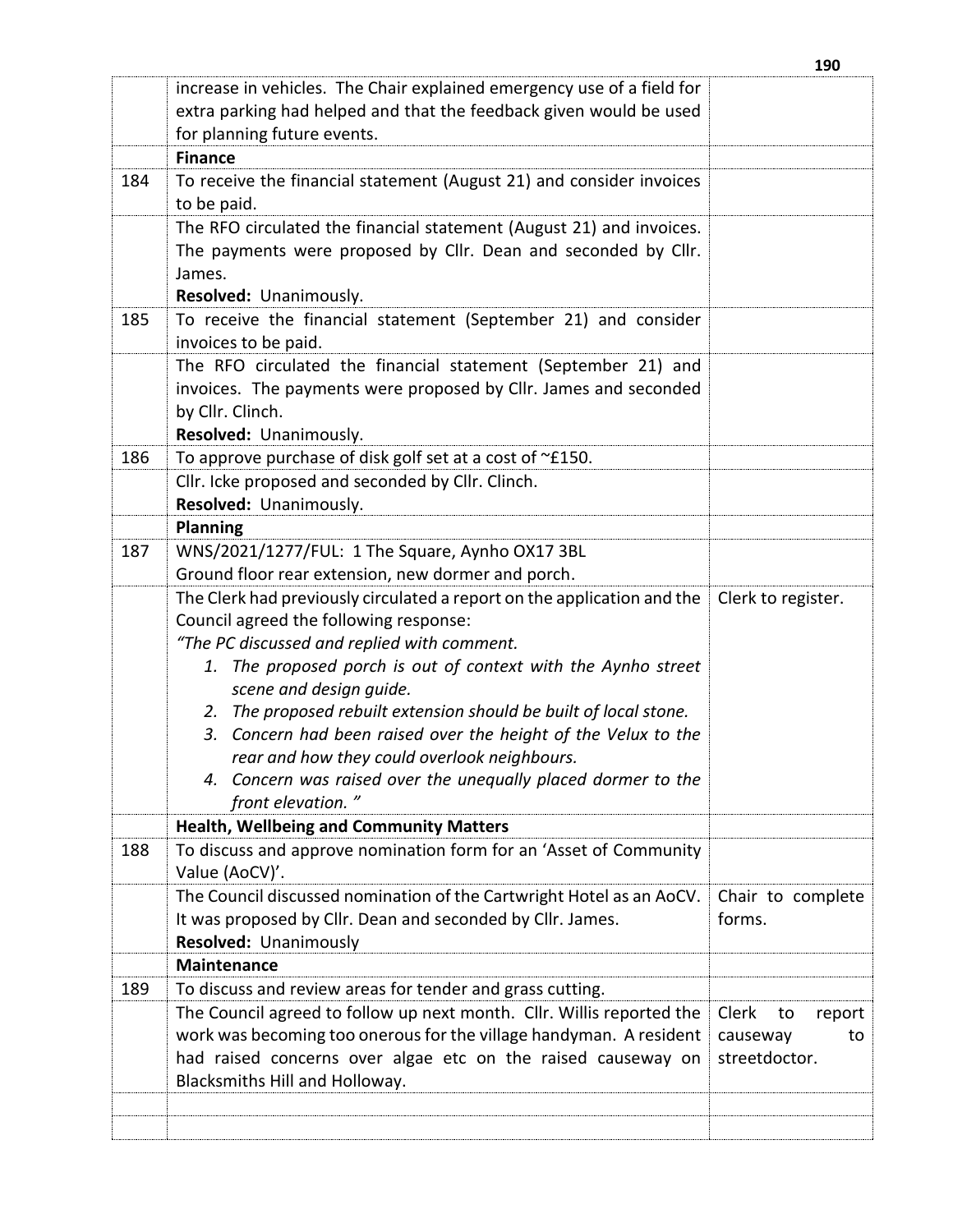| | | |
|---|---|---|
| | increase in vehicles. The Chair explained emergency use of a field for extra parking had helped and that the feedback given would be used for planning future events. | |
| | **Finance** | |
| 184 | To receive the financial statement (August 21) and consider invoices to be paid. | |
| | The RFO circulated the financial statement (August 21) and invoices. The payments were proposed by Cllr. Dean and seconded by Cllr. James.<br>**Resolved:** Unanimously. | |
| 185 | To receive the financial statement (September 21) and consider invoices to be paid. | |
| | The RFO circulated the financial statement (September 21) and invoices. The payments were proposed by Cllr. James and seconded by Cllr. Clinch.<br>**Resolved:** Unanimously. | |
| 186 | To approve purchase of disk golf set at a cost of ~£150. | |
| | Cllr. Icke proposed and seconded by Cllr. Clinch.<br>**Resolved:** Unanimously. | |
| | **Planning** | |
| 187 | WNS/2021/1277/FUL: 1 The Square, Aynho OX17 3BL<br>Ground floor rear extension, new dormer and porch. | |
| | The Clerk had previously circulated a report on the application and the Council agreed the following response:<br>*"The PC discussed and replied with comment.*<br>*1. The proposed porch is out of context with the Aynho street scene and design guide.*<br>*2. The proposed rebuilt extension should be built of local stone.*<br>*3. Concern had been raised over the height of the Velux to the rear and how they could overlook neighbours.*<br>*4. Concern was raised over the unequally placed dormer to the front elevation. "* | Clerk to register. |
| | **Health, Wellbeing and Community Matters** | |
| 188 | To discuss and approve nomination form for an 'Asset of Community Value (AoCV)'. | |
| | The Council discussed nomination of the Cartwright Hotel as an AoCV. It was proposed by Cllr. Dean and seconded by Cllr. James.<br>**Resolved:** Unanimously | Chair to complete forms. |
| | **Maintenance** | |
| 189 | To discuss and review areas for tender and grass cutting. | |
| | The Council agreed to follow up next month. Cllr. Willis reported the work was becoming too onerous for the village handyman. A resident had raised concerns over algae etc on the raised causeway on Blacksmiths Hill and Holloway. | Clerk to report causeway to streetdoctor. |
| | | |
| | | |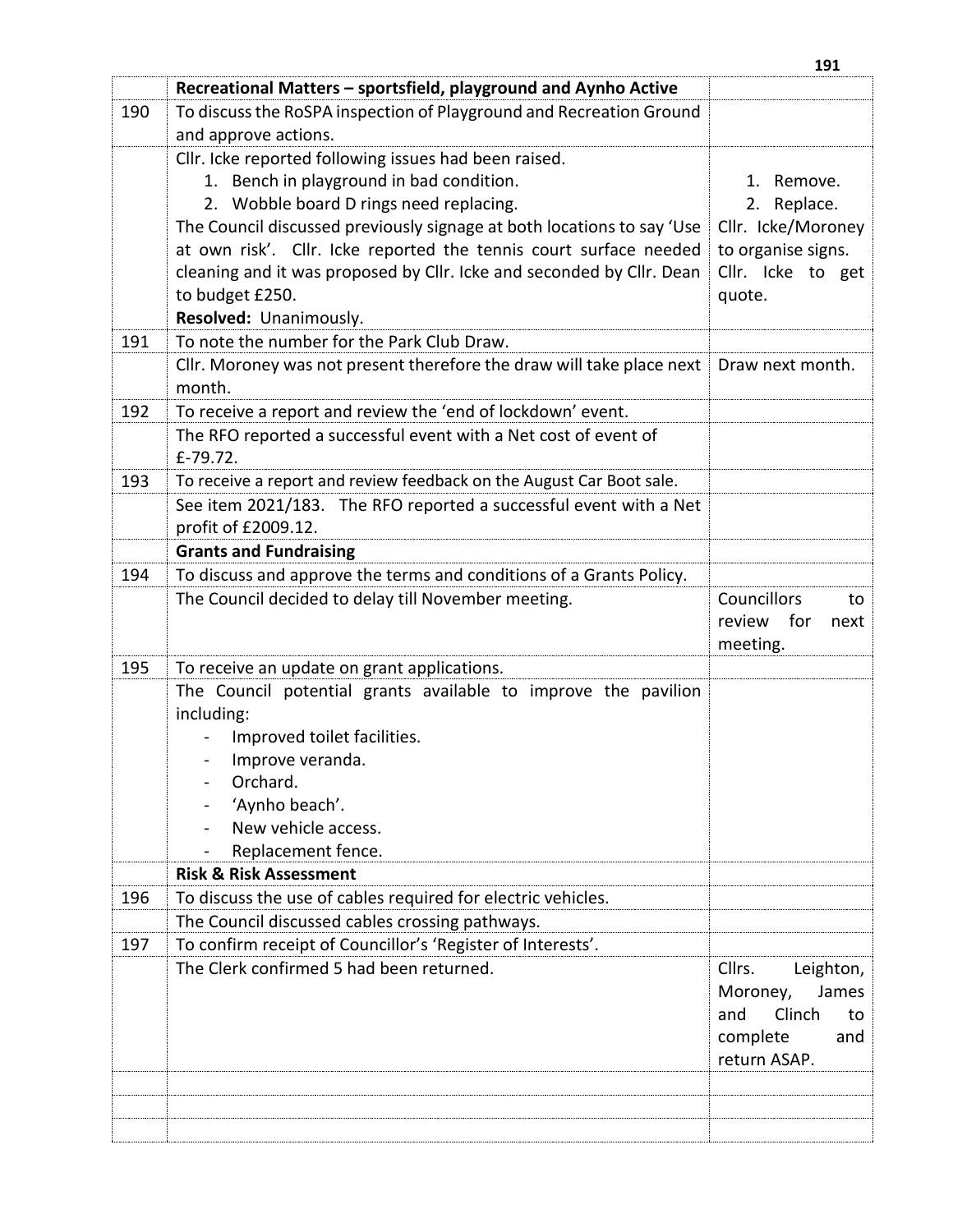| | Recreational Matters – sportsfield, playground and Aynho Active | |
|---|---|---|
| 190 | To discuss the RoSPA inspection of Playground and Recreation Ground and approve actions. | |
| | Cllr. Icke reported following issues had been raised.<br>1. Bench in playground in bad condition.<br>2. Wobble board D rings need replacing.<br>The Council discussed previously signage at both locations to say 'Use at own risk'. Cllr. Icke reported the tennis court surface needed cleaning and it was proposed by Cllr. Icke and seconded by Cllr. Dean to budget £250.<br>**Resolved:** Unanimously. | 1. Remove.<br>2. Replace.<br>Cllr. Icke/Moroney to organise signs.<br>Cllr. Icke to get quote. |
| 191 | To note the number for the Park Club Draw. | |
| | Cllr. Moroney was not present therefore the draw will take place next month. | Draw next month. |
| 192 | To receive a report and review the 'end of lockdown' event. | |
| | The RFO reported a successful event with a Net cost of event of £-79.72. | |
| 193 | To receive a report and review feedback on the August Car Boot sale. | |
| | See item 2021/183. The RFO reported a successful event with a Net profit of £2009.12. | |
| | **Grants and Fundraising** | |
| 194 | To discuss and approve the terms and conditions of a Grants Policy. | |
| | The Council decided to delay till November meeting. | Councillors to review for next meeting. |
| 195 | To receive an update on grant applications. | |
| | The Council potential grants available to improve the pavilion including:<br>- Improved toilet facilities.<br>- Improve veranda.<br>- Orchard.<br>- 'Aynho beach'.<br>- New vehicle access.<br>- Replacement fence. | |
| | **Risk & Risk Assessment** | |
| 196 | To discuss the use of cables required for electric vehicles. | |
| | The Council discussed cables crossing pathways. | |
| 197 | To confirm receipt of Councillor's 'Register of Interests'. | |
| | The Clerk confirmed 5 had been returned. | Cllrs. Leighton, Moroney, James and Clinch to complete and return ASAP. |
| | | |
| | | |
| | | |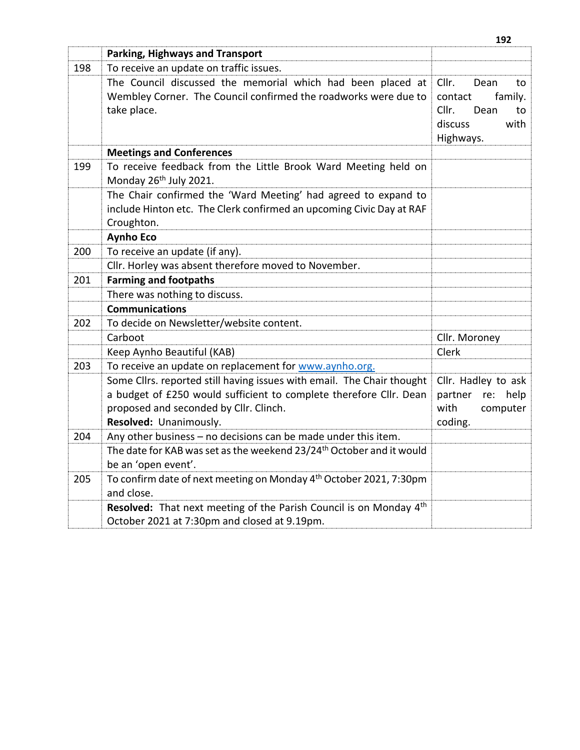| | | |
|---|---|---|
| | **Parking, Highways and Transport** | |
| 198 | To receive an update on traffic issues. | |
| | The Council discussed the memorial which had been placed at Wembley Corner. The Council confirmed the roadworks were due to take place. | Cllr. Dean to contact family. Cllr. Dean to discuss with Highways. |
| | **Meetings and Conferences** | |
| 199 | To receive feedback from the Little Brook Ward Meeting held on Monday 26th July 2021. | |
| | The Chair confirmed the 'Ward Meeting' had agreed to expand to include Hinton etc. The Clerk confirmed an upcoming Civic Day at RAF Croughton. | |
| | **Aynho Eco** | |
| 200 | To receive an update (if any). | |
| | Cllr. Horley was absent therefore moved to November. | |
| 201 | **Farming and footpaths** | |
| | There was nothing to discuss. | |
| | **Communications** | |
| 202 | To decide on Newsletter/website content. | |
| | Carboot | Cllr. Moroney |
| | Keep Aynho Beautiful (KAB) | Clerk |
| 203 | To receive an update on replacement for www.aynho.org. | |
| | Some Cllrs. reported still having issues with email. The Chair thought a budget of £250 would sufficient to complete therefore Cllr. Dean proposed and seconded by Cllr. Clinch.<br>**Resolved:** Unanimously. | Cllr. Hadley to ask partner re: help with computer coding. |
| 204 | Any other business – no decisions can be made under this item. | |
| | The date for KAB was set as the weekend 23/24th October and it would be an 'open event'. | |
| 205 | To confirm date of next meeting on Monday 4th October 2021, 7:30pm and close. | |
| | **Resolved:** That next meeting of the Parish Council is on Monday 4th October 2021 at 7:30pm and closed at 9.19pm. | |